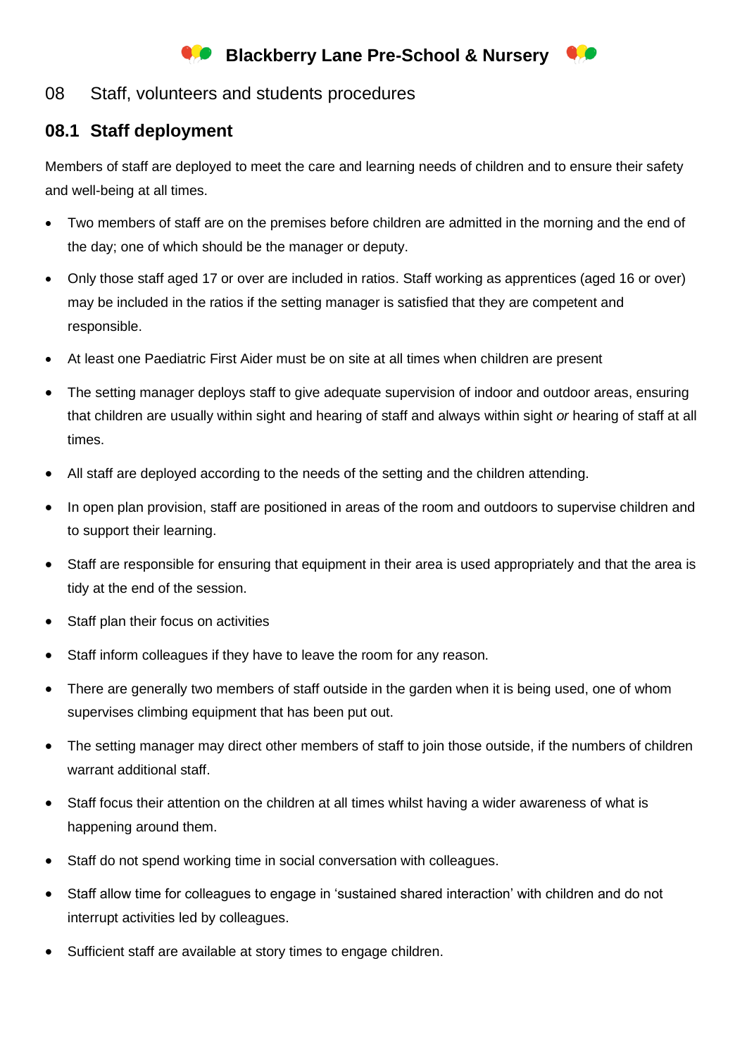# Blackberry Lane Pre-School & Nursery

## 08 Staff, volunteers and students procedures

### 08.1 Staff deployment

Members of staff are deployed to meet the care and learning needs of children and to ensure their safety and well-being at all times.

- Two members of staff are on the premises before children are admitted in the morning and the end of the day; one of which should be the manager or deputy.
- Only those staff aged 17 or over are included in ratios. Staff working as apprentices (aged 16 or over) may be included in the ratios if the setting manager is satisfied that they are competent and responsible.
- At least one Paediatric First Aider must be on site at all times when children are present
- The setting manager deploys staff to give adequate supervision of indoor and outdoor areas, ensuring that children are usually within sight and hearing of staff and always within sight *or* hearing of staff at all times.
- All staff are deployed according to the needs of the setting and the children attending.
- In open plan provision, staff are positioned in areas of the room and outdoors to supervise children and to support their learning.
- Staff are responsible for ensuring that equipment in their area is used appropriately and that the area is tidy at the end of the session.
- Staff plan their focus on activities
- Staff inform colleagues if they have to leave the room for any reason.
- There are generally two members of staff outside in the garden when it is being used, one of whom supervises climbing equipment that has been put out.
- The setting manager may direct other members of staff to join those outside, if the numbers of children warrant additional staff.
- Staff focus their attention on the children at all times whilst having a wider awareness of what is happening around them.
- Staff do not spend working time in social conversation with colleagues.
- Staff allow time for colleagues to engage in 'sustained shared interaction' with children and do not interrupt activities led by colleagues.
- Sufficient staff are available at story times to engage children.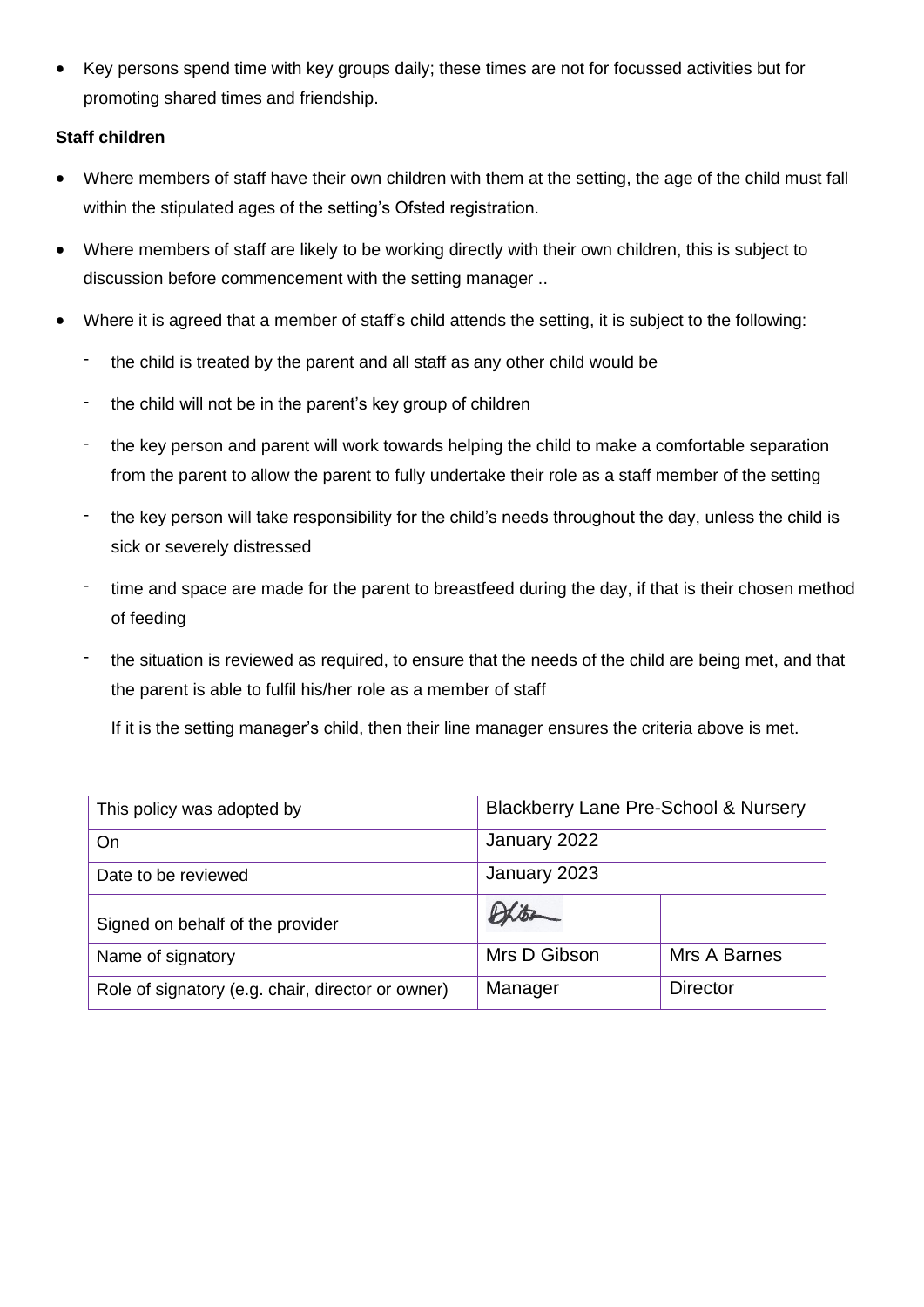- Key persons spend time with key groups daily; these times are not for focussed activities but for promoting shared times and friendship.

**Staff children**

- Where members of staff have their own children with them at the setting, the age of the child must fall within the stipulated ages of the setting's Ofsted registration.
- Where members of staff are likely to be working directly with their own children, this is subject to discussion before commencement with the setting manager ..
- Where it is agreed that a member of staff's child attends the setting, it is subject to the following:
  - the child is treated by the parent and all staff as any other child would be
  - the child will not be in the parent's key group of children
  - the key person and parent will work towards helping the child to make a comfortable separation from the parent to allow the parent to fully undertake their role as a staff member of the setting
  - the key person will take responsibility for the child's needs throughout the day, unless the child is sick or severely distressed
  - time and space are made for the parent to breastfeed during the day, if that is their chosen method of feeding
  - the situation is reviewed as required, to ensure that the needs of the child are being met, and that the parent is able to fulfil his/her role as a member of staff

  If it is the setting manager's child, then their line manager ensures the criteria above is met.

| | | |
|---|---|---|
| This policy was adopted by | Blackberry Lane Pre-School & Nursery | |
| On | January 2022 | |
| Date to be reviewed | January 2023 | |
| Signed on behalf of the provider | DGibson | |
| Name of signatory | Mrs D Gibson | Mrs A Barnes |
| Role of signatory (e.g. chair, director or owner) | Manager | Director |